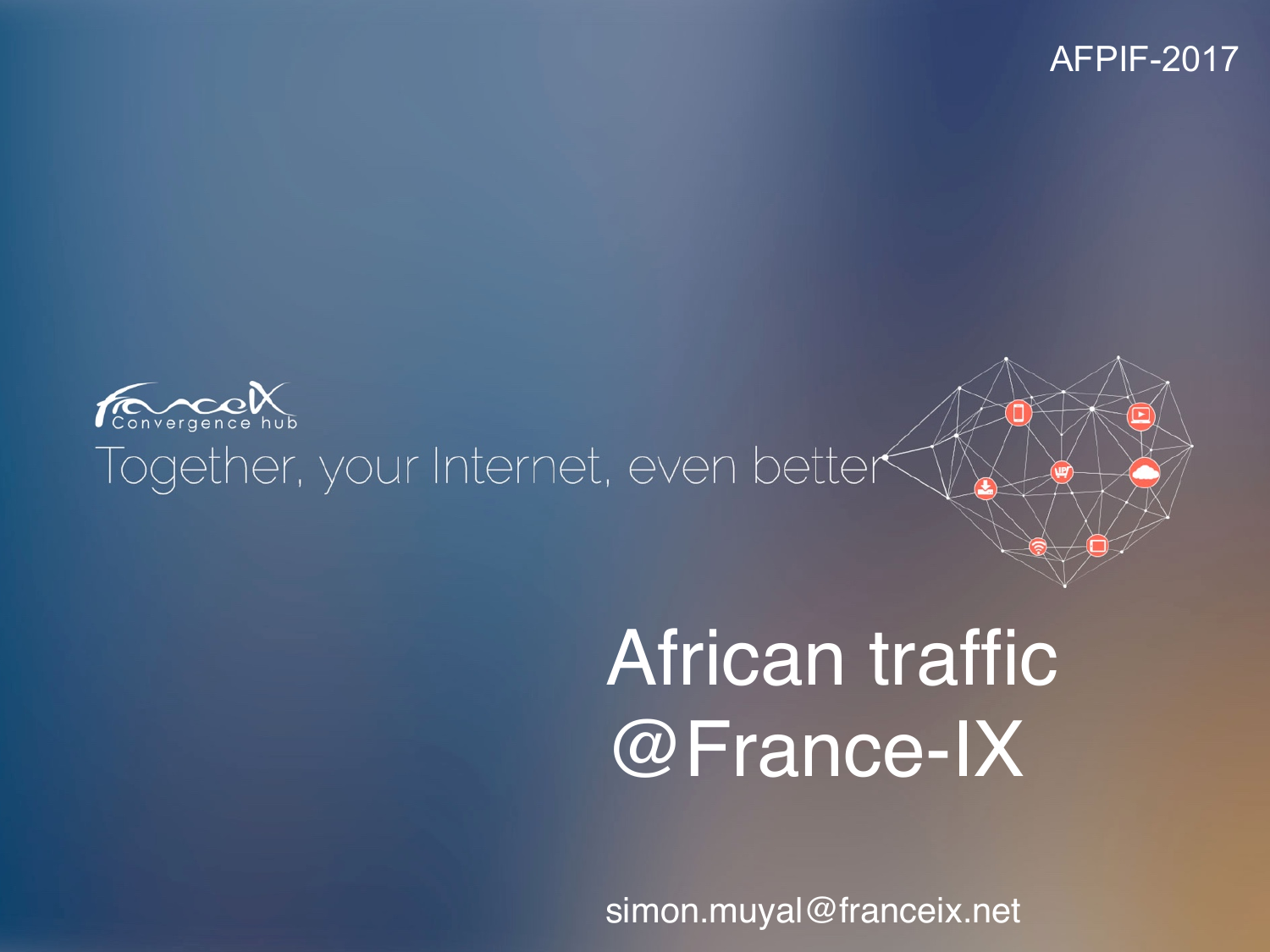AFPIF-2017

franceIX Convergence hub

Together, your Internet, even better

# African traffic @France-IX

simon.muyal@franceix.net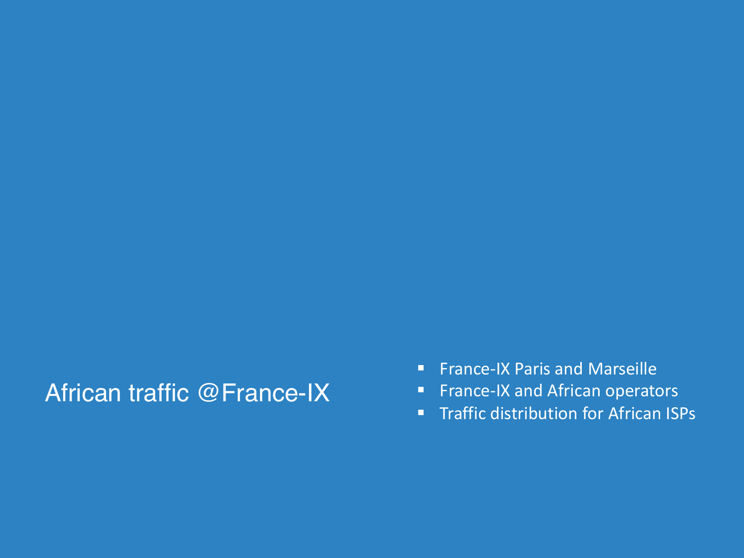# African traffic @France-IX

- France-IX Paris and Marseille
- France-IX and African operators
- Traffic distribution for African ISPs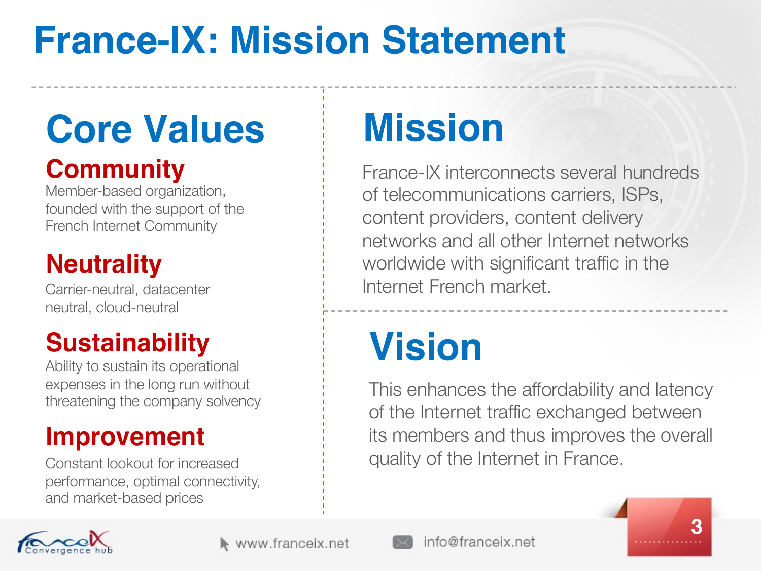# France-IX: Mission Statement

## Core Values

### Community

Member-based organization, founded with the support of the French Internet Community

### Neutrality

Carrier-neutral, datacenter neutral, cloud-neutral

### Sustainability

Ability to sustain its operational expenses in the long run without threatening the company solvency

### Improvement

Constant lookout for increased performance, optimal connectivity, and market-based prices

## Mission

France-IX interconnects several hundreds of telecommunications carriers, ISPs, content providers, content delivery networks and all other Internet networks worldwide with significant traffic in the Internet French market.

## Vision

This enhances the affordability and latency of the Internet traffic exchanged between its members and thus improves the overall quality of the Internet in France.

www.franceix.net

info@franceix.net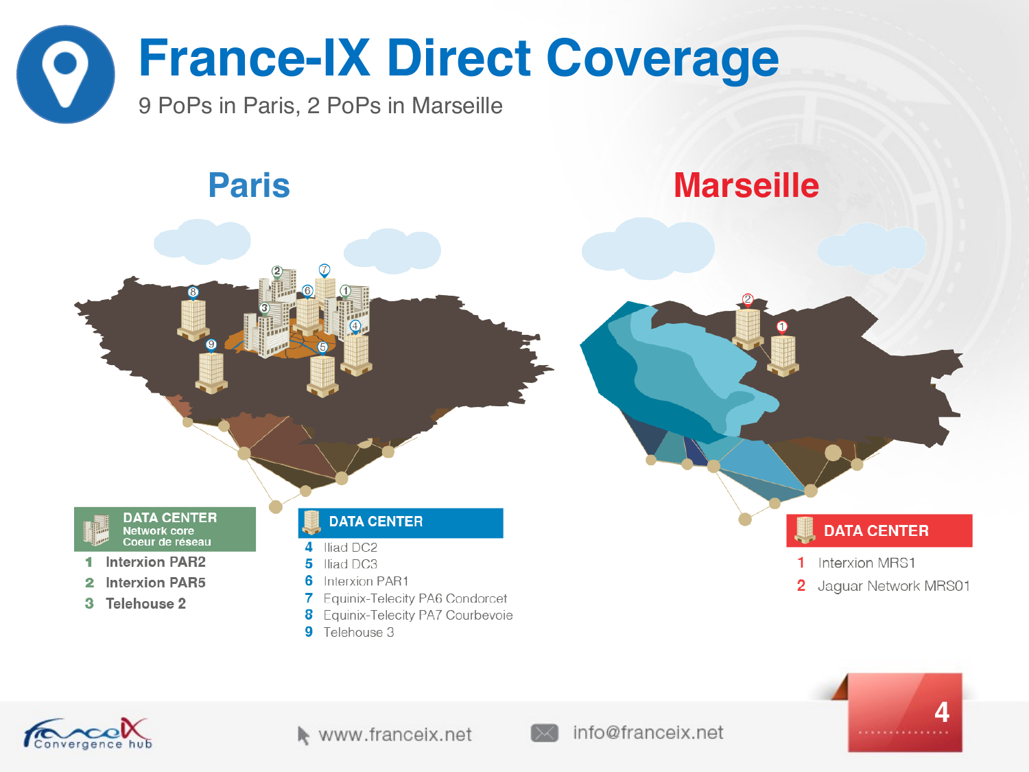# France-IX Direct Coverage

9 PoPs in Paris, 2 PoPs in Marseille

## Paris

**DATA CENTER**
Network core
Coeur de réseau

1. **Interxion PAR2**
2. **Interxion PAR5**
3. **Telehouse 2**

**DATA CENTER**

4. Iliad DC2
5. Iliad DC3
6. Interxion PAR1
7. Equinix-Telecity PA6 Condorcet
8. Equinix-Telecity PA7 Courbevoie
9. Telehouse 3

## Marseille

**DATA CENTER**

1. Interxion MRS1
2. Jaguar Network MRS01

www.franceix.net

info@franceix.net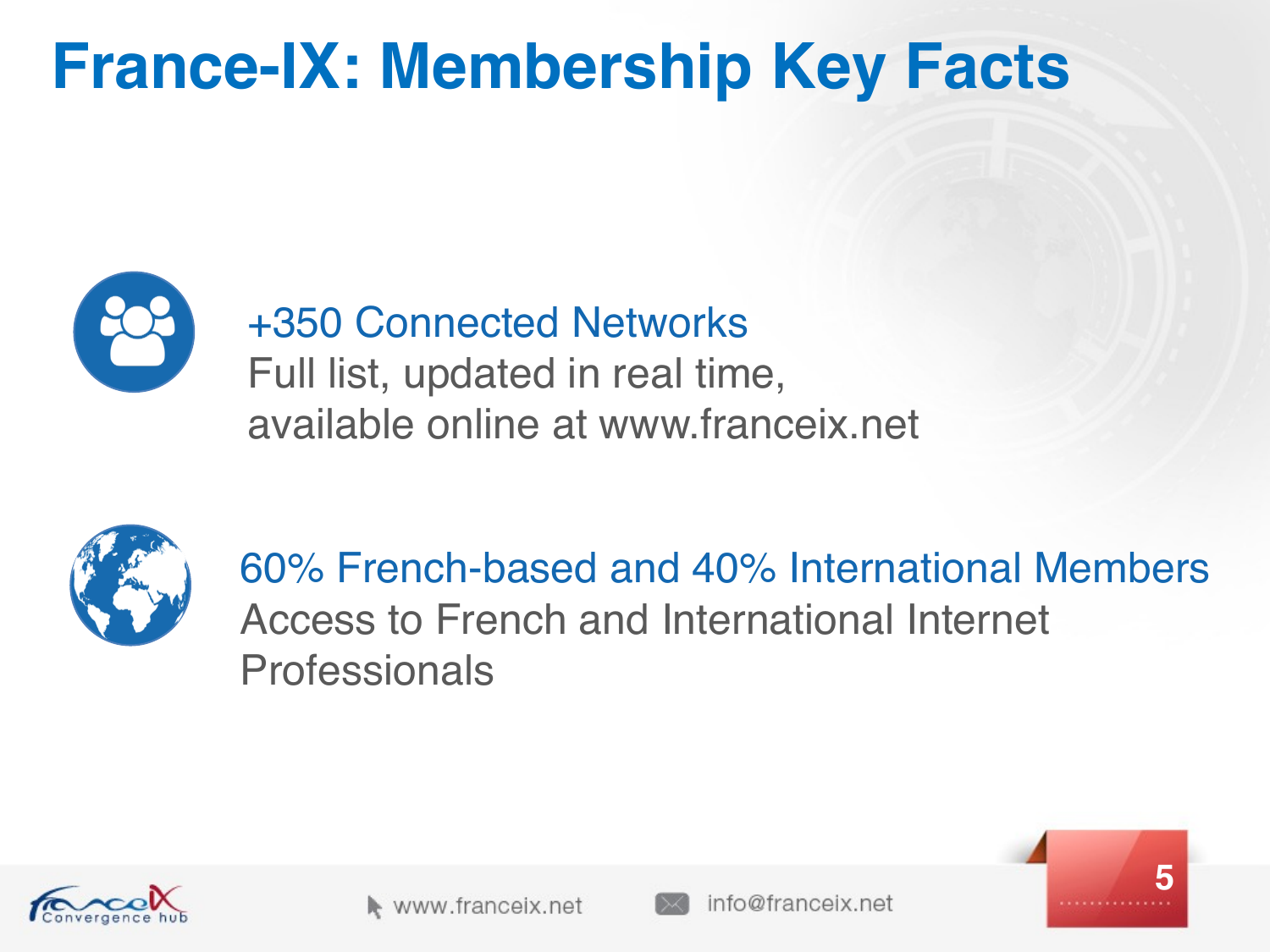# France-IX: Membership Key Facts

+350 Connected Networks

Full list, updated in real time, available online at www.franceix.net

60% French-based and 40% International Members

Access to French and International Internet Professionals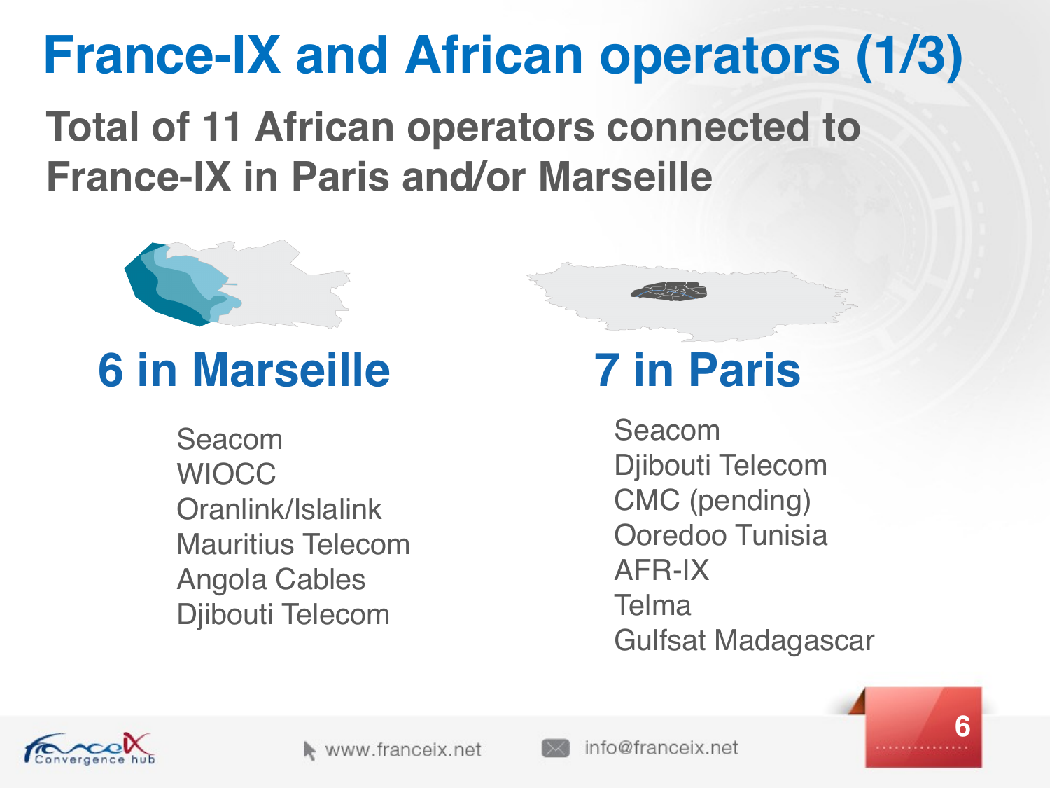# France-IX and African operators (1/3)

## Total of 11 African operators connected to France-IX in Paris and/or Marseille

### 6 in Marseille

- Seacom
- WIOCC
- Oranlink/Islalink
- Mauritius Telecom
- Angola Cables
- Djibouti Telecom

### 7 in Paris

- Seacom
- Djibouti Telecom
- CMC (pending)
- Ooredoo Tunisia
- AFR-IX
- Telma
- Gulfsat Madagascar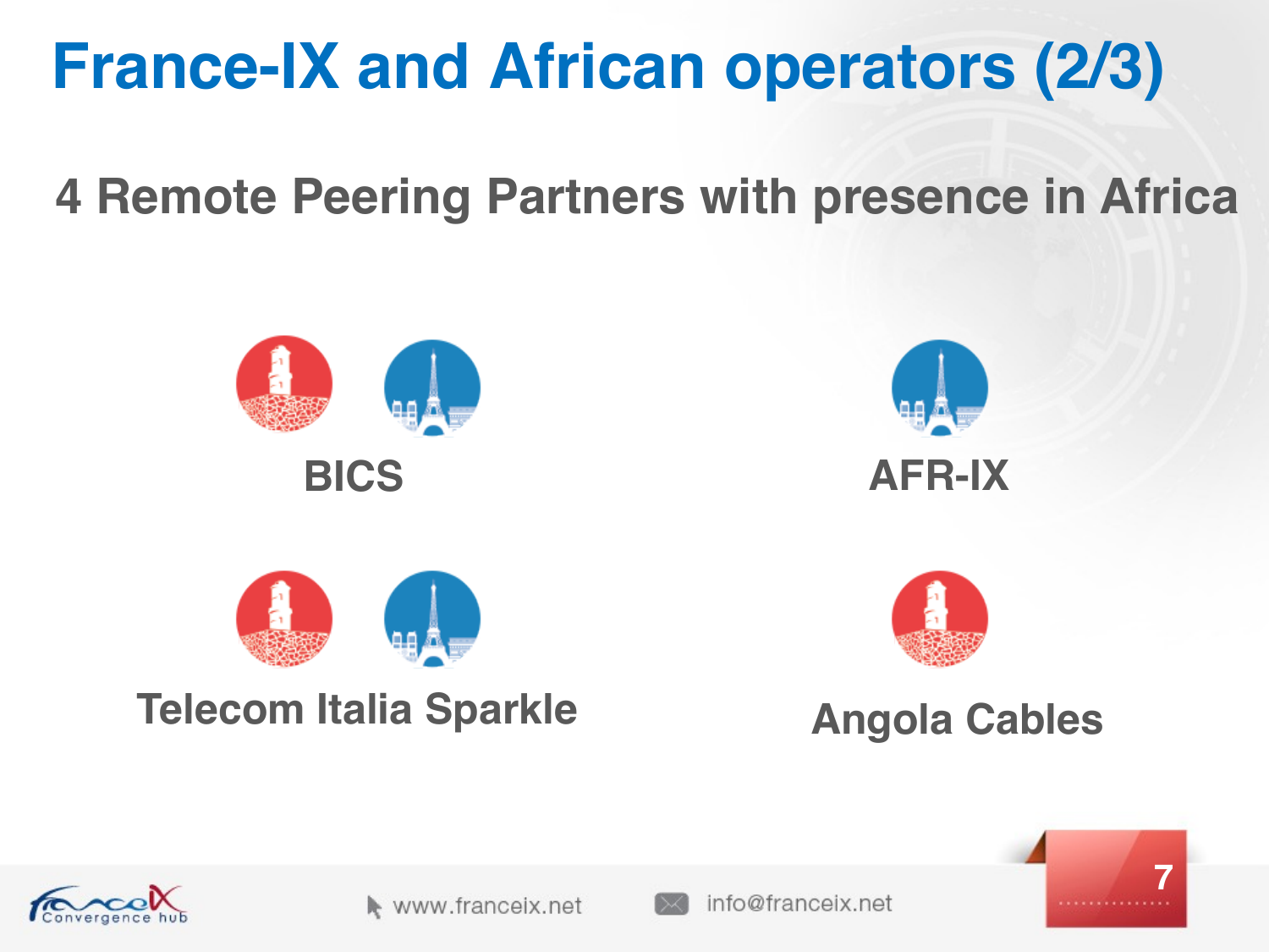# France-IX and African operators (2/3)

## 4 Remote Peering Partners with presence in Africa

**BICS**

**AFR-IX**

**Telecom Italia Sparkle**

**Angola Cables**

www.franceix.net

info@franceix.net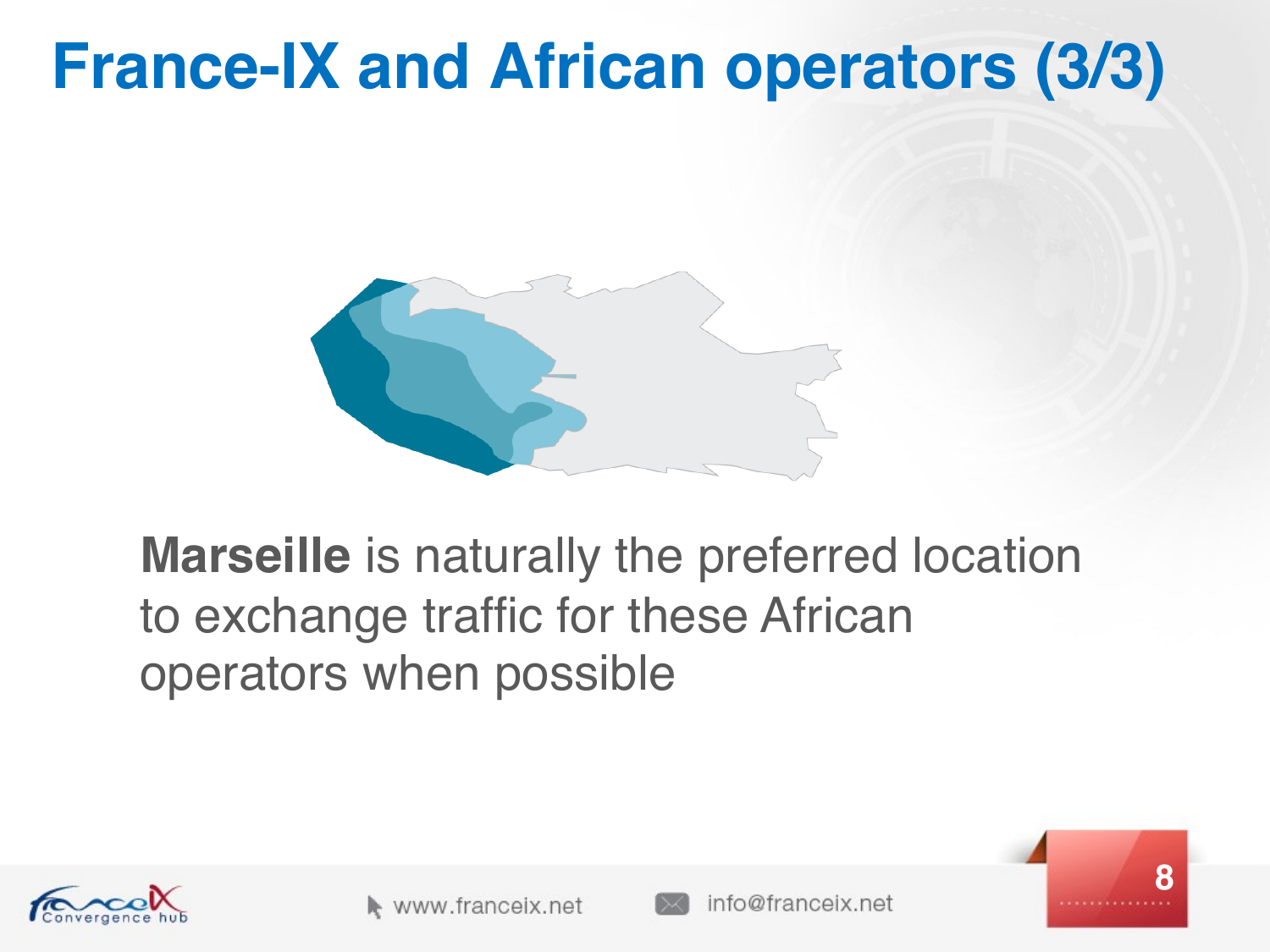# France-IX and African operators (3/3)

**Marseille** is naturally the preferred location to exchange traffic for these African operators when possible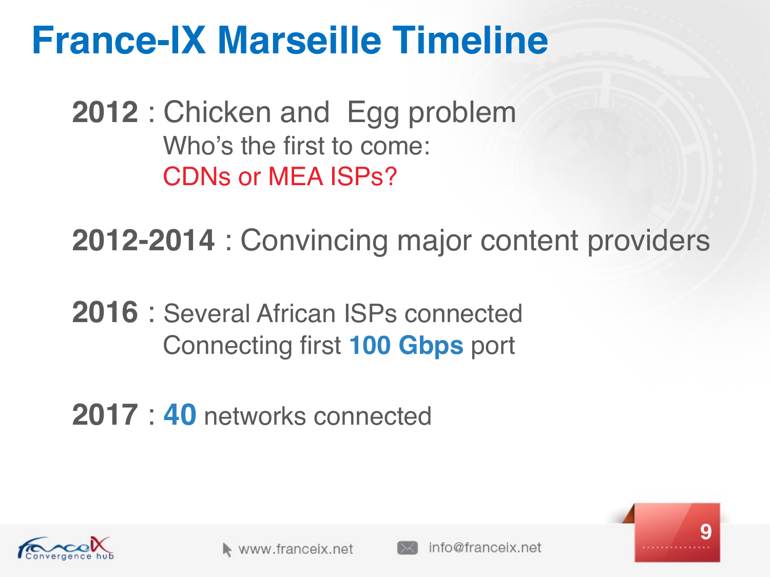# France-IX Marseille Timeline

**2012** : Chicken and Egg problem
Who's the first to come:
CDNs or MEA ISPs?

**2012-2014** : Convincing major content providers

**2016** : Several African ISPs connected
Connecting first **100 Gbps** port

**2017** : **40** networks connected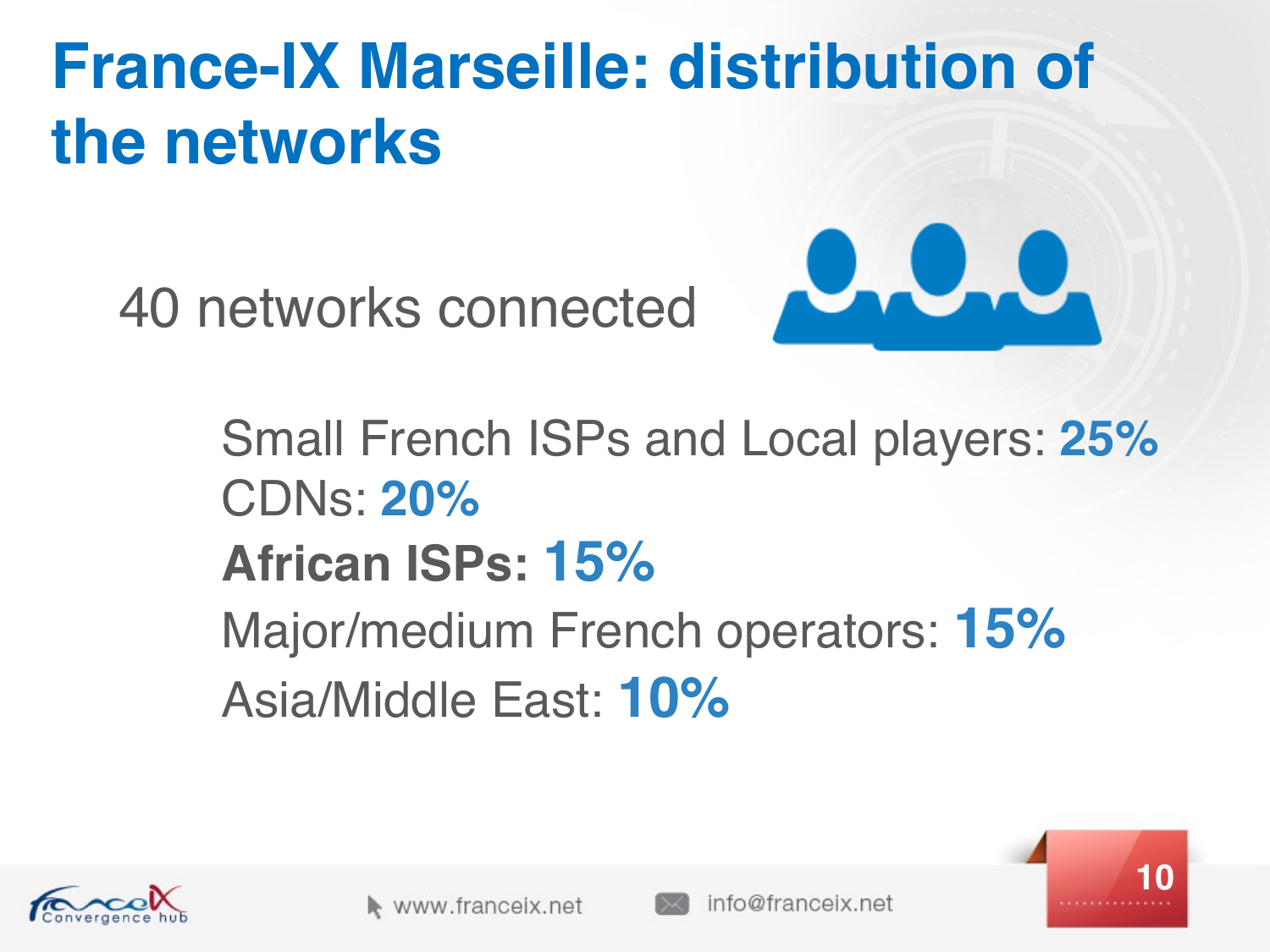# France-IX Marseille: distribution of the networks

40 networks connected

Small French ISPs and Local players: **25%**
CDNs: **20%**
**African ISPs: 15%**
Major/medium French operators: **15%**
Asia/Middle East: **10%**

www.franceix.net info@franceix.net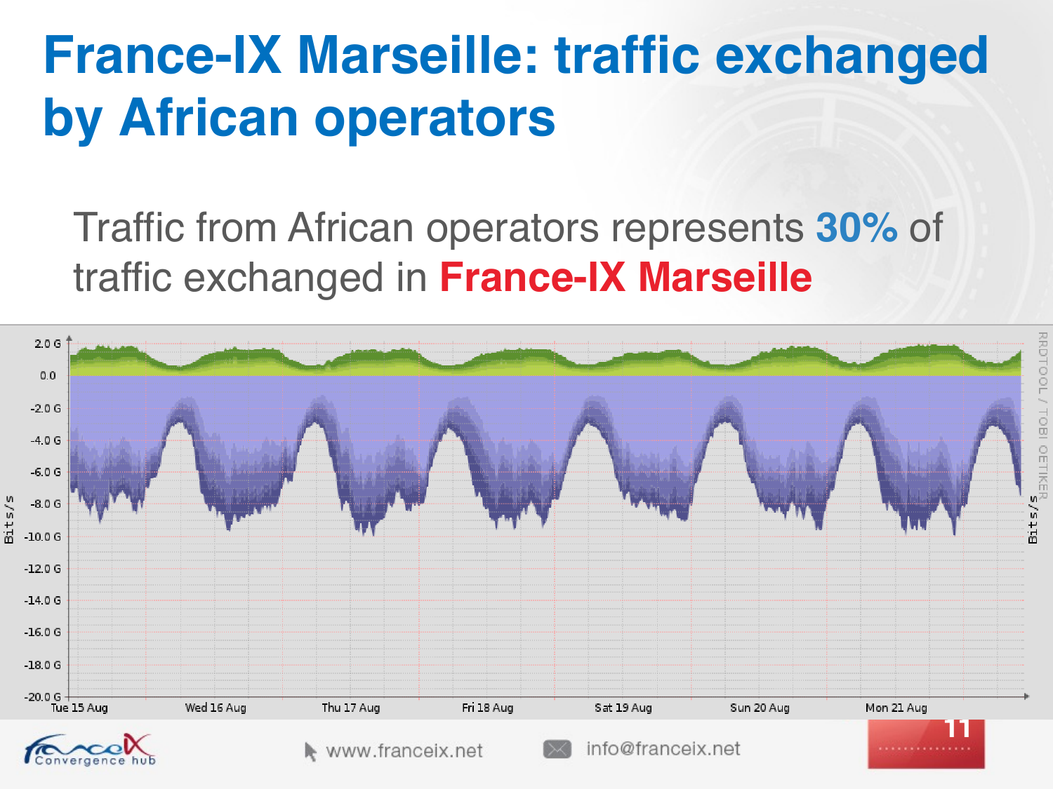# France-IX Marseille: traffic exchanged by African operators

Traffic from African operators represents **30%** of traffic exchanged in **France-IX Marseille**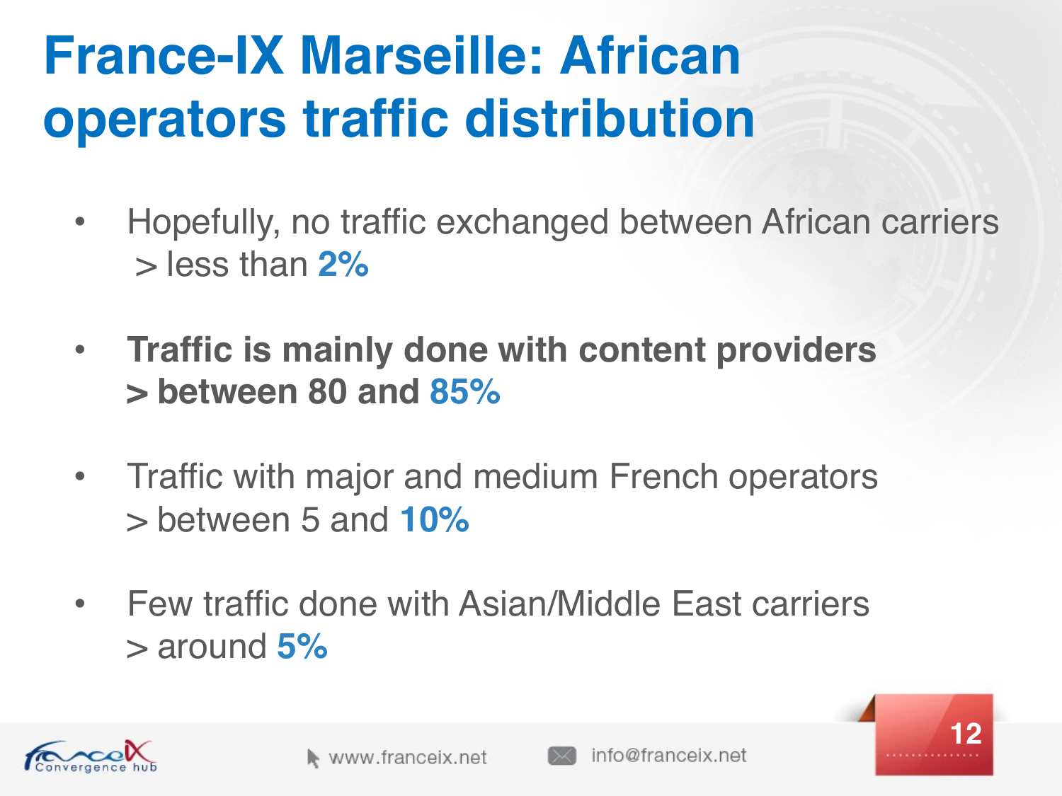# France-IX Marseille: African operators traffic distribution

- Hopefully, no traffic exchanged between African carriers
  > less than **2%**

- **Traffic is mainly done with content providers**
  **> between 80 and 85%**

- Traffic with major and medium French operators
  > between 5 and **10%**

- Few traffic done with Asian/Middle East carriers
  > around **5%**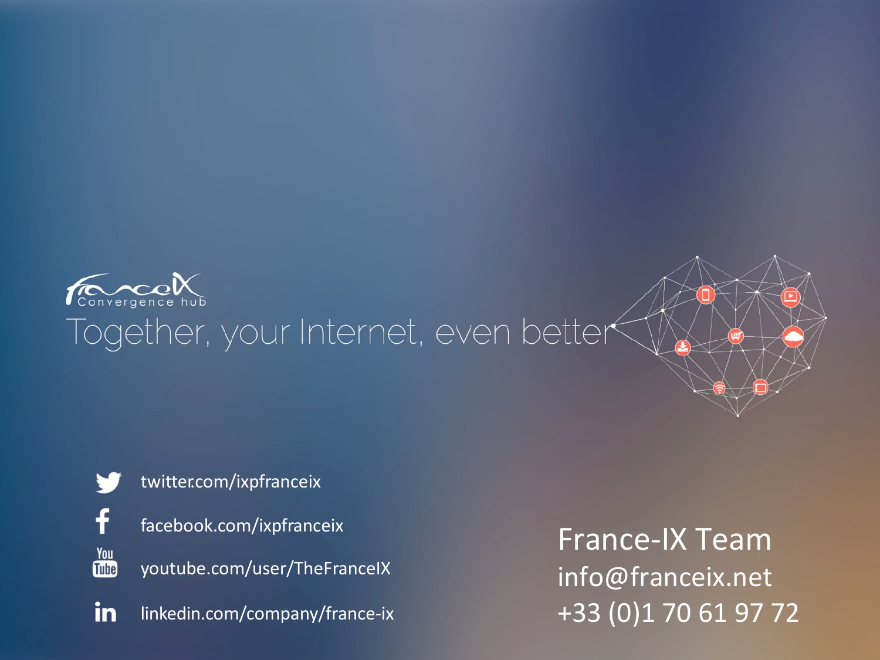franceIX Convergence hub

Together, your Internet, even better

twitter.com/ixpfranceix

facebook.com/ixpfranceix

youtube.com/user/TheFranceIX

linkedin.com/company/france-ix

France-IX Team

info@franceix.net

+33 (0)1 70 61 97 72